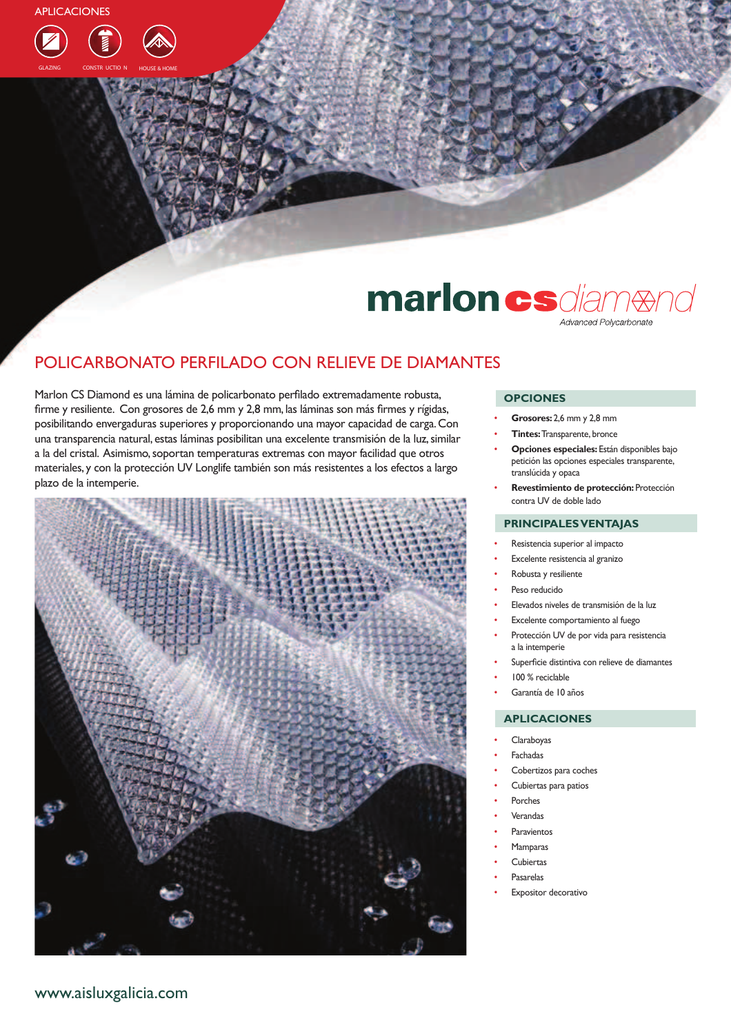APLICACIONES

GLAZING · CONSTR UCTIO N · HOUSE & HOME

**marlon cs** *diamond*

Advanced Polycarbonate

# POLICARBONATO PERFILADO CON RELIEVE DE DIAMANTES

Marlon CS Diamond es una lámina de policarbonato perfilado extremadamente robusta, firme y resiliente. Con grosores de 2,6 mm y 2,8 mm, las láminas son más firmes y rígidas, posibilitando envergaduras superiores y proporcionando una mayor capacidad de carga. Con una transparencia natural, estas láminas posibilitan una excelente transmisión de la luz, similar a la del cristal. Asimismo, soportan temperaturas extremas con mayor facilidad que otros materiales, y con la protección UV Longlife también son más resistentes a los efectos a largo plazo de la intemperie.

## OPCIONES

- **Grosores:** 2,6 mm y 2,8 mm
- **Tintes:** Transparente, bronce
- **Opciones especiales:** Están disponibles bajo petición las opciones especiales transparente, translúcida y opaca
- **Revestimiento de protección:** Protección contra UV de doble lado

## PRINCIPALES VENTAJAS

- Resistencia superior al impacto
- Excelente resistencia al granizo
- Robusta y resiliente
- Peso reducido
- Elevados niveles de transmisión de la luz
- Excelente comportamiento al fuego
- Protección UV de por vida para resistencia a la intemperie
- Superficie distintiva con relieve de diamantes
- 100 % reciclable
- Garantía de 10 años

## APLICACIONES

- Claraboyas
- Fachadas
- Cobertizos para coches
- Cubiertas para patios
- Porches
- Verandas
- Paravientos
- Mamparas
- Cubiertas
- Pasarelas
- Expositor decorativo

www.aisluxgalicia.com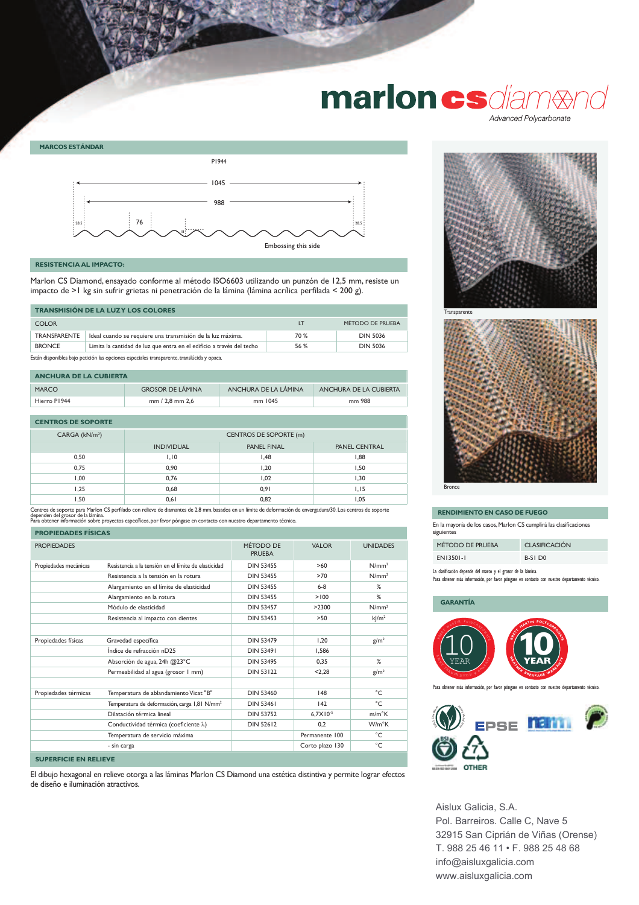# marlon cs diamond

*Advanced Polycarbonate*

## MARCOS ESTÁNDAR

P1944

1045

988

76

28.5

18

28.5

Embossing this side

## RESISTENCIA AL IMPACTO:

Marlon CS Diamond, ensayado conforme al método ISO6603 utilizando un punzón de 12,5 mm, resiste un impacto de >1 kg sin sufrir grietas ni penetración de la lámina (lámina acrílica perfilada < 200 g).

## TRANSMISIÓN DE LA LUZ Y LOS COLORES

| COLOR | | LT | MÉTODO DE PRUEBA |
|---|---|---|---|
| TRANSPARENTE | Ideal cuando se requiere una transmisión de la luz máxima. | 70 % | DIN 5036 |
| BRONCE | Limita la cantidad de luz que entra en el edificio a través del techo | 56 % | DIN 5036 |

Están disponibles bajo petición las opciones especiales transparente, translúcida y opaca.

## ANCHURA DE LA CUBIERTA

| MARCO | GROSOR DE LÁMINA | ANCHURA DE LA LÁMINA | ANCHURA DE LA CUBIERTA |
|---|---|---|---|
| Hierro P1944 | mm / 2,8 mm 2,6 | mm 1045 | mm 988 |

## CENTROS DE SOPORTE

| CARGA (kN/m²) | CENTROS DE SOPORTE (m) | | |
|---|---|---|---|
| | INDIVIDUAL | PANEL FINAL | PANEL CENTRAL |
| 0,50 | 1,10 | 1,48 | 1,88 |
| 0,75 | 0,90 | 1,20 | 1,50 |
| 1,00 | 0,76 | 1,02 | 1,30 |
| 1,25 | 0,68 | 0,91 | 1,15 |
| 1,50 | 0,61 | 0,82 | 1,05 |

Centros de soporte para Marlon CS perfilado con relieve de diamantes de 2,8 mm, basados en un límite de deformación de envergadura/30. Los centros de soporte dependen del grosor de la lámina.
Para obtener información sobre proyectos específicos, por favor póngase en contacto con nuestro departamento técnico.

## PROPIEDADES FÍSICAS

| PROPIEDADES | | MÉTODO DE PRUEBA | VALOR | UNIDADES |
|---|---|---|---|---|
| Propiedades mecánicas | Resistencia a la tensión en el límite de elasticidad | DIN 53455 | >60 | N/mm² |
| | Resistencia a la tensión en la rotura | DIN 53455 | >70 | N/mm² |
| | Alargamiento en el límite de elasticidad | DIN 53455 | 6-8 | % |
| | Alargamiento en la rotura | DIN 53455 | >100 | % |
| | Módulo de elasticidad | DIN 53457 | >2300 | N/mm² |
| | Resistencia al impacto con dientes | DIN 53453 | >50 | kJ/m² |
| | | | | |
| Propiedades físicas | Gravedad específica | DIN 53479 | 1,20 | g/m² |
| | Índice de refracción nD25 | DIN 53491 | 1,586 | |
| | Absorción de agua, 24h @23°C | DIN 53495 | 0,35 | % |
| | Permeabilidad al agua (grosor 1 mm) | DIN 53122 | <2,28 | g/m² |
| | | | | |
| Propiedades térmicas | Temperatura de ablandamiento Vicat "B" | DIN 53460 | 148 | °C |
| | Temperatura de deformación, carga 1,81 N/mm² | DIN 53461 | 142 | °C |
| | Dilatación térmica lineal | DIN 53752 | $6{,}7X10^{-5}$ | m/m°K |
| | Conductividad térmica (coeficiente λ) | DIN 52612 | 0,2 | W/m°K |
| | Temperatura de servicio máxima | | Permanente 100 | °C |
| | - sin carga | | Corto plazo 130 | °C |

## SUPERFICIE EN RELIEVE

El dibujo hexagonal en relieve otorga a las láminas Marlon CS Diamond una estética distintiva y permite lograr efectos de diseño e iluminación atractivos.

Transparente

Bronce

## RENDIMIENTO EN CASO DE FUEGO

En la mayoría de los casos, Marlon CS cumplirá las clasificaciones siguientes

| MÉTODO DE PRUEBA | CLASIFICACIÓN |
|---|---|
| EN13501-1 | B-S1 D0 |

La clasificación depende del marco y el grosor de la lámina.
Para obtener más información, por favor póngase en contacto con nuestro departamento técnico.

## GARANTÍA

10 YEAR

10 YEAR

Para obtener más información, por favor póngase en contacto con nuestro departamento técnico.

EPSE

7 OTHER

Aislux Galicia, S.A.
Pol. Barreiros. Calle C, Nave 5
32915 San Ciprián de Viñas (Orense)
T. 988 25 46 11 • F. 988 25 48 68
info@aisluxgalicia.com
www.aisluxgalicia.com